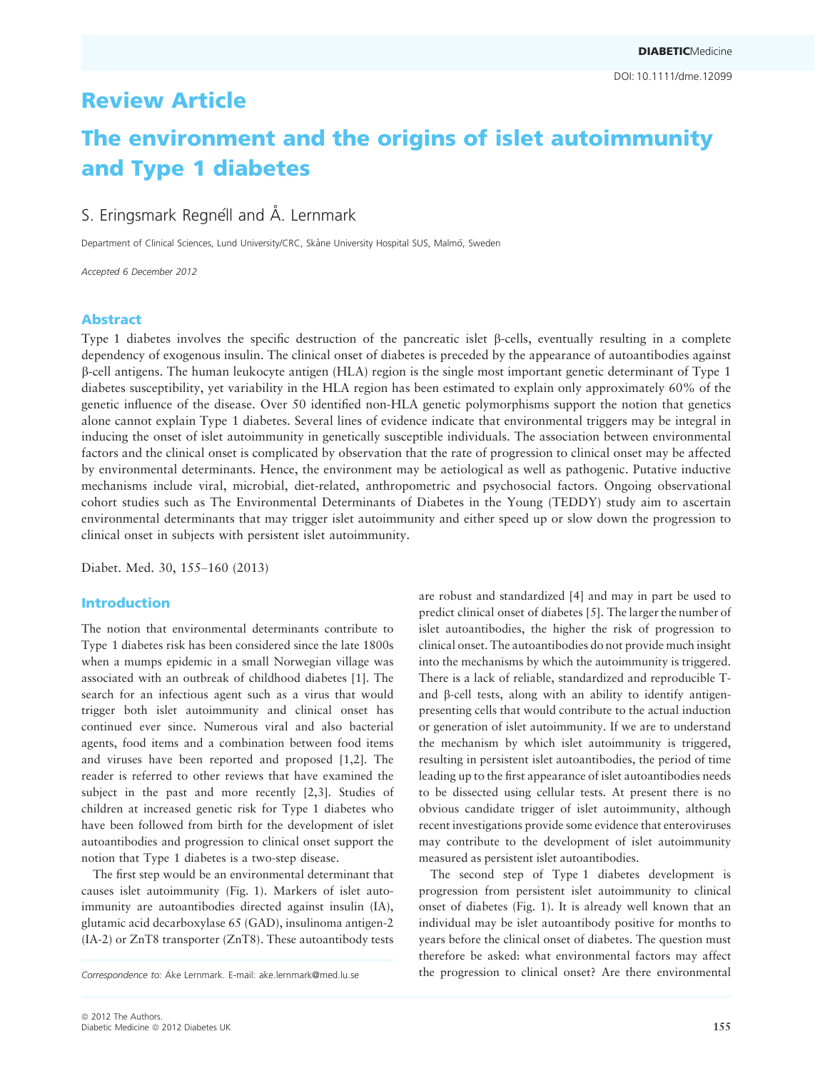Review Article

# The environment and the origins of islet autoimmunity and Type 1 diabetes

S. Eringsmark Regnéll and Å. Lernmark

Department of Clinical Sciences, Lund University/CRC, Skåne University Hospital SUS, Malmö, Sweden

*Accepted 6 December 2012*

## Abstract

Type 1 diabetes involves the specific destruction of the pancreatic islet β-cells, eventually resulting in a complete dependency of exogenous insulin. The clinical onset of diabetes is preceded by the appearance of autoantibodies against β-cell antigens. The human leukocyte antigen (HLA) region is the single most important genetic determinant of Type 1 diabetes susceptibility, yet variability in the HLA region has been estimated to explain only approximately 60% of the genetic influence of the disease. Over 50 identified non-HLA genetic polymorphisms support the notion that genetics alone cannot explain Type 1 diabetes. Several lines of evidence indicate that environmental triggers may be integral in inducing the onset of islet autoimmunity in genetically susceptible individuals. The association between environmental factors and the clinical onset is complicated by observation that the rate of progression to clinical onset may be affected by environmental determinants. Hence, the environment may be aetiological as well as pathogenic. Putative inductive mechanisms include viral, microbial, diet-related, anthropometric and psychosocial factors. Ongoing observational cohort studies such as The Environmental Determinants of Diabetes in the Young (TEDDY) study aim to ascertain environmental determinants that may trigger islet autoimmunity and either speed up or slow down the progression to clinical onset in subjects with persistent islet autoimmunity.

Diabet. Med. 30, 155–160 (2013)

## Introduction

The notion that environmental determinants contribute to Type 1 diabetes risk has been considered since the late 1800s when a mumps epidemic in a small Norwegian village was associated with an outbreak of childhood diabetes [1]. The search for an infectious agent such as a virus that would trigger both islet autoimmunity and clinical onset has continued ever since. Numerous viral and also bacterial agents, food items and a combination between food items and viruses have been reported and proposed [1,2]. The reader is referred to other reviews that have examined the subject in the past and more recently [2,3]. Studies of children at increased genetic risk for Type 1 diabetes who have been followed from birth for the development of islet autoantibodies and progression to clinical onset support the notion that Type 1 diabetes is a two-step disease.

The first step would be an environmental determinant that causes islet autoimmunity (Fig. 1). Markers of islet autoimmunity are autoantibodies directed against insulin (IA), glutamic acid decarboxylase 65 (GAD), insulinoma antigen-2 (IA-2) or ZnT8 transporter (ZnT8). These autoantibody tests are robust and standardized [4] and may in part be used to predict clinical onset of diabetes [5]. The larger the number of islet autoantibodies, the higher the risk of progression to clinical onset. The autoantibodies do not provide much insight into the mechanisms by which the autoimmunity is triggered. There is a lack of reliable, standardized and reproducible T- and β-cell tests, along with an ability to identify antigen-presenting cells that would contribute to the actual induction or generation of islet autoimmunity. If we are to understand the mechanism by which islet autoimmunity is triggered, resulting in persistent islet autoantibodies, the period of time leading up to the first appearance of islet autoantibodies needs to be dissected using cellular tests. At present there is no obvious candidate trigger of islet autoimmunity, although recent investigations provide some evidence that enteroviruses may contribute to the development of islet autoimmunity measured as persistent islet autoantibodies.

The second step of Type 1 diabetes development is progression from persistent islet autoimmunity to clinical onset of diabetes (Fig. 1). It is already well known that an individual may be islet autoantibody positive for months to years before the clinical onset of diabetes. The question must therefore be asked: what environmental factors may affect the progression to clinical onset? Are there environmental

*Correspondence to:* Åke Lernmark. E-mail: ake.lernmark@med.lu.se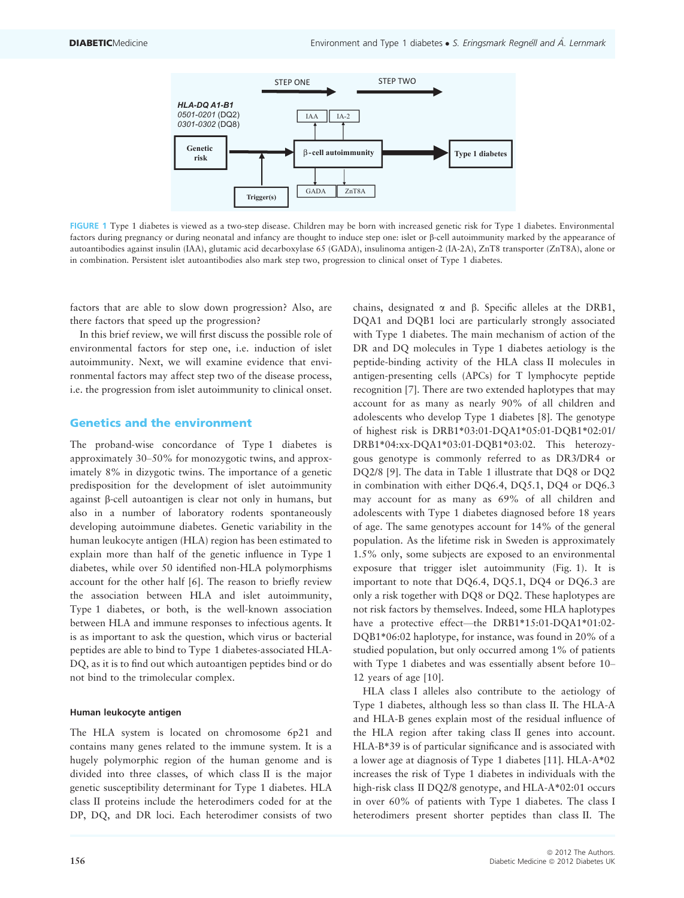FIGURE 1 Type 1 diabetes is viewed as a two-step disease. Children may be born with increased genetic risk for Type 1 diabetes. Environmental factors during pregnancy or during neonatal and infancy are thought to induce step one: islet or β-cell autoimmunity marked by the appearance of autoantibodies against insulin (IAA), glutamic acid decarboxylase 65 (GADA), insulinoma antigen-2 (IA-2A), ZnT8 transporter (ZnT8A), alone or in combination. Persistent islet autoantibodies also mark step two, progression to clinical onset of Type 1 diabetes.

factors that are able to slow down progression? Also, are there factors that speed up the progression?

In this brief review, we will first discuss the possible role of environmental factors for step one, i.e. induction of islet autoimmunity. Next, we will examine evidence that environmental factors may affect step two of the disease process, i.e. the progression from islet autoimmunity to clinical onset.

## Genetics and the environment

The proband-wise concordance of Type 1 diabetes is approximately 30–50% for monozygotic twins, and approximately 8% in dizygotic twins. The importance of a genetic predisposition for the development of islet autoimmunity against β-cell autoantigen is clear not only in humans, but also in a number of laboratory rodents spontaneously developing autoimmune diabetes. Genetic variability in the human leukocyte antigen (HLA) region has been estimated to explain more than half of the genetic influence in Type 1 diabetes, while over 50 identified non-HLA polymorphisms account for the other half [6]. The reason to briefly review the association between HLA and islet autoimmunity, Type 1 diabetes, or both, is the well-known association between HLA and immune responses to infectious agents. It is as important to ask the question, which virus or bacterial peptides are able to bind to Type 1 diabetes-associated HLA-DQ, as it is to find out which autoantigen peptides bind or do not bind to the trimolecular complex.

### Human leukocyte antigen

The HLA system is located on chromosome 6p21 and contains many genes related to the immune system. It is a hugely polymorphic region of the human genome and is divided into three classes, of which class II is the major genetic susceptibility determinant for Type 1 diabetes. HLA class II proteins include the heterodimers coded for at the DP, DQ, and DR loci. Each heterodimer consists of two chains, designated α and β. Specific alleles at the DRB1, DQA1 and DQB1 loci are particularly strongly associated with Type 1 diabetes. The main mechanism of action of the DR and DQ molecules in Type 1 diabetes aetiology is the peptide-binding activity of the HLA class II molecules in antigen-presenting cells (APCs) for T lymphocyte peptide recognition [7]. There are two extended haplotypes that may account for as many as nearly 90% of all children and adolescents who develop Type 1 diabetes [8]. The genotype of highest risk is DRB1*03:01-DQA1*05:01-DQB1*02:01/DRB1*04:xx-DQA1*03:01-DQB1*03:02. This heterozygous genotype is commonly referred to as DR3/DR4 or DQ2/8 [9]. The data in Table 1 illustrate that DQ8 or DQ2 in combination with either DQ6.4, DQ5.1, DQ4 or DQ6.3 may account for as many as 69% of all children and adolescents with Type 1 diabetes diagnosed before 18 years of age. The same genotypes account for 14% of the general population. As the lifetime risk in Sweden is approximately 1.5% only, some subjects are exposed to an environmental exposure that trigger islet autoimmunity (Fig. 1). It is important to note that DQ6.4, DQ5.1, DQ4 or DQ6.3 are only a risk together with DQ8 or DQ2. These haplotypes are not risk factors by themselves. Indeed, some HLA haplotypes have a protective effect—the DRB1*15:01-DQA1*01:02-DQB1*06:02 haplotype, for instance, was found in 20% of a studied population, but only occurred among 1% of patients with Type 1 diabetes and was essentially absent before 10–12 years of age [10].

HLA class I alleles also contribute to the aetiology of Type 1 diabetes, although less so than class II. The HLA-A and HLA-B genes explain most of the residual influence of the HLA region after taking class II genes into account. HLA-B*39 is of particular significance and is associated with a lower age at diagnosis of Type 1 diabetes [11]. HLA-A*02 increases the risk of Type 1 diabetes in individuals with the high-risk class II DQ2/8 genotype, and HLA-A*02:01 occurs in over 60% of patients with Type 1 diabetes. The class I heterodimers present shorter peptides than class II. The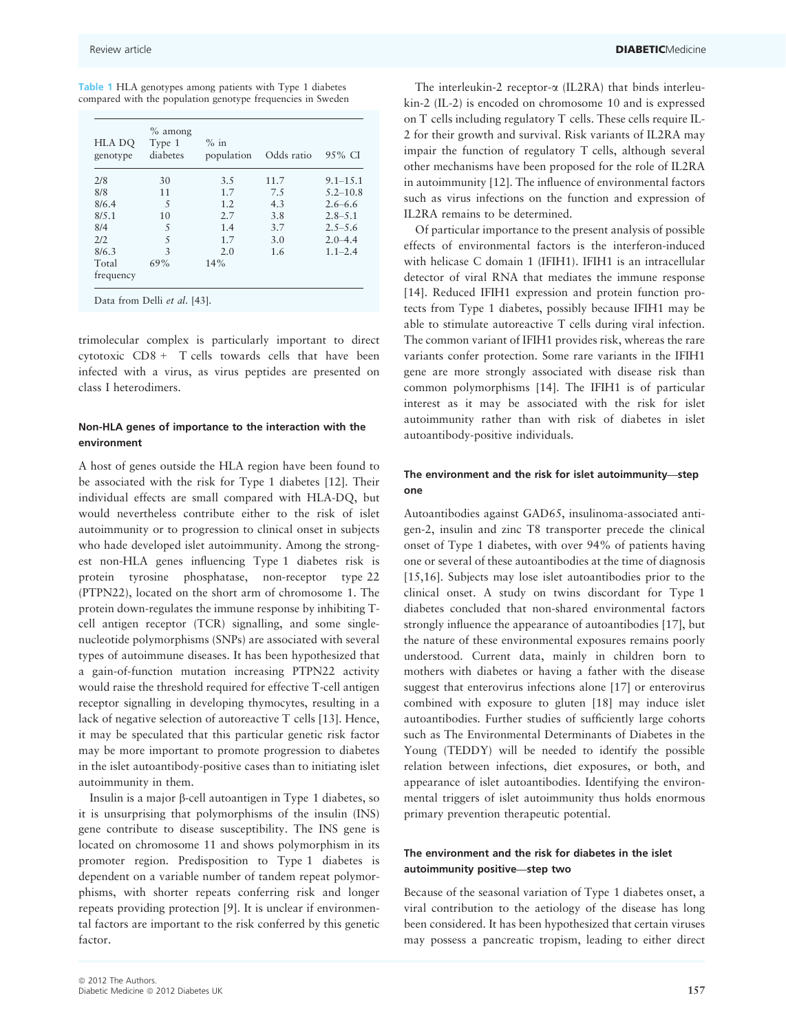**Table 1** HLA genotypes among patients with Type 1 diabetes compared with the population genotype frequencies in Sweden

| HLA DQ genotype | % among Type 1 diabetes | % in population | Odds ratio | 95% CI |
|---|---|---|---|---|
| 2/8 | 30 | 3.5 | 11.7 | 9.1–15.1 |
| 8/8 | 11 | 1.7 | 7.5 | 5.2–10.8 |
| 8/6.4 | 5 | 1.2 | 4.3 | 2.6–6.6 |
| 8/5.1 | 10 | 2.7 | 3.8 | 2.8–5.1 |
| 8/4 | 5 | 1.4 | 3.7 | 2.5–5.6 |
| 2/2 | 5 | 1.7 | 3.0 | 2.0–4.4 |
| 8/6.3 | 3 | 2.0 | 1.6 | 1.1–2.4 |
| Total frequency | 69% | 14% | | |

Data from Delli *et al.* [43].

trimolecular complex is particularly important to direct cytotoxic CD8 + T cells towards cells that have been infected with a virus, as virus peptides are presented on class I heterodimers.

### Non-HLA genes of importance to the interaction with the environment

A host of genes outside the HLA region have been found to be associated with the risk for Type 1 diabetes [12]. Their individual effects are small compared with HLA-DQ, but would nevertheless contribute either to the risk of islet autoimmunity or to progression to clinical onset in subjects who hade developed islet autoimmunity. Among the strongest non-HLA genes influencing Type 1 diabetes risk is protein tyrosine phosphatase, non-receptor type 22 (PTPN22), located on the short arm of chromosome 1. The protein down-regulates the immune response by inhibiting T-cell antigen receptor (TCR) signalling, and some single-nucleotide polymorphisms (SNPs) are associated with several types of autoimmune diseases. It has been hypothesized that a gain-of-function mutation increasing PTPN22 activity would raise the threshold required for effective T-cell antigen receptor signalling in developing thymocytes, resulting in a lack of negative selection of autoreactive T cells [13]. Hence, it may be speculated that this particular genetic risk factor may be more important to promote progression to diabetes in the islet autoantibody-positive cases than to initiating islet autoimmunity in them.

Insulin is a major β-cell autoantigen in Type 1 diabetes, so it is unsurprising that polymorphisms of the insulin (INS) gene contribute to disease susceptibility. The INS gene is located on chromosome 11 and shows polymorphism in its promoter region. Predisposition to Type 1 diabetes is dependent on a variable number of tandem repeat polymorphisms, with shorter repeats conferring risk and longer repeats providing protection [9]. It is unclear if environmental factors are important to the risk conferred by this genetic factor.

The interleukin-2 receptor-α (IL2RA) that binds interleukin-2 (IL-2) is encoded on chromosome 10 and is expressed on T cells including regulatory T cells. These cells require IL-2 for their growth and survival. Risk variants of IL2RA may impair the function of regulatory T cells, although several other mechanisms have been proposed for the role of IL2RA in autoimmunity [12]. The influence of environmental factors such as virus infections on the function and expression of IL2RA remains to be determined.

Of particular importance to the present analysis of possible effects of environmental factors is the interferon-induced with helicase C domain 1 (IFIH1). IFIH1 is an intracellular detector of viral RNA that mediates the immune response [14]. Reduced IFIH1 expression and protein function protects from Type 1 diabetes, possibly because IFIH1 may be able to stimulate autoreactive T cells during viral infection. The common variant of IFIH1 provides risk, whereas the rare variants confer protection. Some rare variants in the IFIH1 gene are more strongly associated with disease risk than common polymorphisms [14]. The IFIH1 is of particular interest as it may be associated with the risk for islet autoimmunity rather than with risk of diabetes in islet autoantibody-positive individuals.

### The environment and the risk for islet autoimmunity—step one

Autoantibodies against GAD65, insulinoma-associated antigen-2, insulin and zinc T8 transporter precede the clinical onset of Type 1 diabetes, with over 94% of patients having one or several of these autoantibodies at the time of diagnosis [15,16]. Subjects may lose islet autoantibodies prior to the clinical onset. A study on twins discordant for Type 1 diabetes concluded that non-shared environmental factors strongly influence the appearance of autoantibodies [17], but the nature of these environmental exposures remains poorly understood. Current data, mainly in children born to mothers with diabetes or having a father with the disease suggest that enterovirus infections alone [17] or enterovirus combined with exposure to gluten [18] may induce islet autoantibodies. Further studies of sufficiently large cohorts such as The Environmental Determinants of Diabetes in the Young (TEDDY) will be needed to identify the possible relation between infections, diet exposures, or both, and appearance of islet autoantibodies. Identifying the environmental triggers of islet autoimmunity thus holds enormous primary prevention therapeutic potential.

### The environment and the risk for diabetes in the islet autoimmunity positive—step two

Because of the seasonal variation of Type 1 diabetes onset, a viral contribution to the aetiology of the disease has long been considered. It has been hypothesized that certain viruses may possess a pancreatic tropism, leading to either direct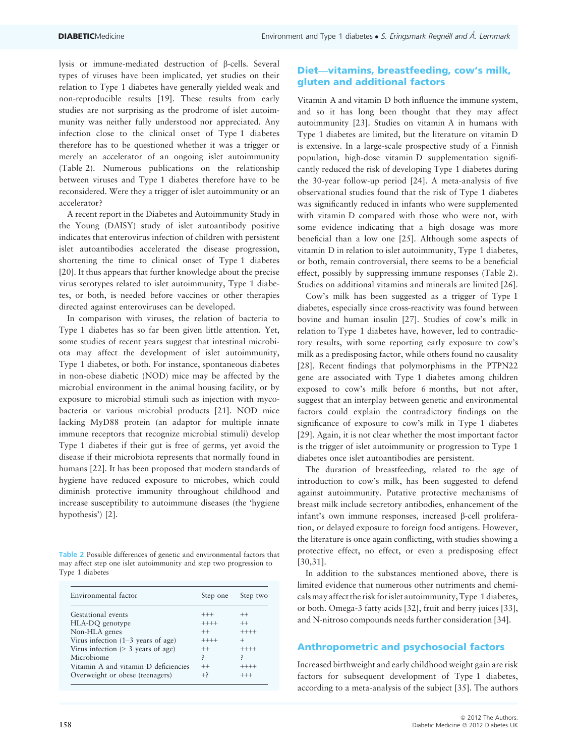lysis or immune-mediated destruction of β-cells. Several types of viruses have been implicated, yet studies on their relation to Type 1 diabetes have generally yielded weak and non-reproducible results [19]. These results from early studies are not surprising as the prodrome of islet autoimmunity was neither fully understood nor appreciated. Any infection close to the clinical onset of Type 1 diabetes therefore has to be questioned whether it was a trigger or merely an accelerator of an ongoing islet autoimmunity (Table 2). Numerous publications on the relationship between viruses and Type 1 diabetes therefore have to be reconsidered. Were they a trigger of islet autoimmunity or an accelerator?

A recent report in the Diabetes and Autoimmunity Study in the Young (DAISY) study of islet autoantibody positive indicates that enterovirus infection of children with persistent islet autoantibodies accelerated the disease progression, shortening the time to clinical onset of Type 1 diabetes [20]. It thus appears that further knowledge about the precise virus serotypes related to islet autoimmunity, Type 1 diabetes, or both, is needed before vaccines or other therapies directed against enteroviruses can be developed.

In comparison with viruses, the relation of bacteria to Type 1 diabetes has so far been given little attention. Yet, some studies of recent years suggest that intestinal microbiota may affect the development of islet autoimmunity, Type 1 diabetes, or both. For instance, spontaneous diabetes in non-obese diabetic (NOD) mice may be affected by the microbial environment in the animal housing facility, or by exposure to microbial stimuli such as injection with mycobacteria or various microbial products [21]. NOD mice lacking MyD88 protein (an adaptor for multiple innate immune receptors that recognize microbial stimuli) develop Type 1 diabetes if their gut is free of germs, yet avoid the disease if their microbiota represents that normally found in humans [22]. It has been proposed that modern standards of hygiene have reduced exposure to microbes, which could diminish protective immunity throughout childhood and increase susceptibility to autoimmune diseases (the 'hygiene hypothesis') [2].

Table 2 Possible differences of genetic and environmental factors that may affect step one islet autoimmunity and step two progression to Type 1 diabetes

| Environmental factor | Step one | Step two |
|---|---|---|
| Gestational events | +++ | ++ |
| HLA-DQ genotype | ++++ | ++ |
| Non-HLA genes | ++ | ++++ |
| Virus infection (1–3 years of age) | ++++ | + |
| Virus infection (> 3 years of age) | ++ | ++++ |
| Microbiome | ? | ? |
| Vitamin A and vitamin D deficiencies | ++ | ++++ |
| Overweight or obese (teenagers) | +? | +++ |

## Diet—vitamins, breastfeeding, cow's milk, gluten and additional factors

Vitamin A and vitamin D both influence the immune system, and so it has long been thought that they may affect autoimmunity [23]. Studies on vitamin A in humans with Type 1 diabetes are limited, but the literature on vitamin D is extensive. In a large-scale prospective study of a Finnish population, high-dose vitamin D supplementation significantly reduced the risk of developing Type 1 diabetes during the 30-year follow-up period [24]. A meta-analysis of five observational studies found that the risk of Type 1 diabetes was significantly reduced in infants who were supplemented with vitamin D compared with those who were not, with some evidence indicating that a high dosage was more beneficial than a low one [25]. Although some aspects of vitamin D in relation to islet autoimmunity, Type 1 diabetes, or both, remain controversial, there seems to be a beneficial effect, possibly by suppressing immune responses (Table 2). Studies on additional vitamins and minerals are limited [26].

Cow's milk has been suggested as a trigger of Type 1 diabetes, especially since cross-reactivity was found between bovine and human insulin [27]. Studies of cow's milk in relation to Type 1 diabetes have, however, led to contradictory results, with some reporting early exposure to cow's milk as a predisposing factor, while others found no causality [28]. Recent findings that polymorphisms in the PTPN22 gene are associated with Type 1 diabetes among children exposed to cow's milk before 6 months, but not after, suggest that an interplay between genetic and environmental factors could explain the contradictory findings on the significance of exposure to cow's milk in Type 1 diabetes [29]. Again, it is not clear whether the most important factor is the trigger of islet autoimmunity or progression to Type 1 diabetes once islet autoantibodies are persistent.

The duration of breastfeeding, related to the age of introduction to cow's milk, has been suggested to defend against autoimmunity. Putative protective mechanisms of breast milk include secretory antibodies, enhancement of the infant's own immune responses, increased β-cell proliferation, or delayed exposure to foreign food antigens. However, the literature is once again conflicting, with studies showing a protective effect, no effect, or even a predisposing effect [30,31].

In addition to the substances mentioned above, there is limited evidence that numerous other nutriments and chemicals may affect the risk for islet autoimmunity, Type 1 diabetes, or both. Omega-3 fatty acids [32], fruit and berry juices [33], and N-nitroso compounds needs further consideration [34].

## Anthropometric and psychosocial factors

Increased birthweight and early childhood weight gain are risk factors for subsequent development of Type 1 diabetes, according to a meta-analysis of the subject [35]. The authors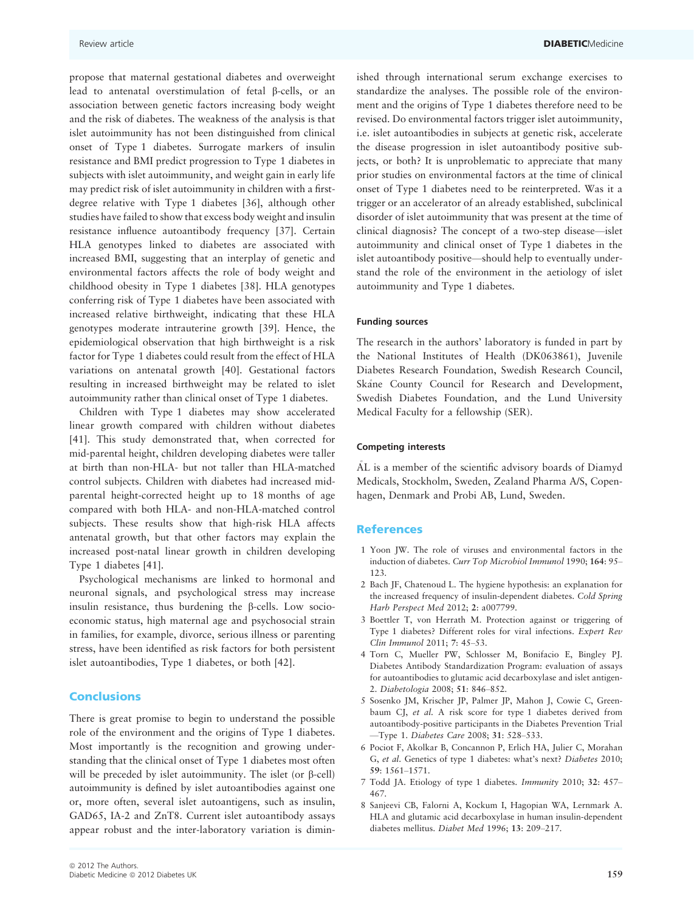propose that maternal gestational diabetes and overweight lead to antenatal overstimulation of fetal β-cells, or an association between genetic factors increasing body weight and the risk of diabetes. The weakness of the analysis is that islet autoimmunity has not been distinguished from clinical onset of Type 1 diabetes. Surrogate markers of insulin resistance and BMI predict progression to Type 1 diabetes in subjects with islet autoimmunity, and weight gain in early life may predict risk of islet autoimmunity in children with a first-degree relative with Type 1 diabetes [36], although other studies have failed to show that excess body weight and insulin resistance influence autoantibody frequency [37]. Certain HLA genotypes linked to diabetes are associated with increased BMI, suggesting that an interplay of genetic and environmental factors affects the role of body weight and childhood obesity in Type 1 diabetes [38]. HLA genotypes conferring risk of Type 1 diabetes have been associated with increased relative birthweight, indicating that these HLA genotypes moderate intrauterine growth [39]. Hence, the epidemiological observation that high birthweight is a risk factor for Type 1 diabetes could result from the effect of HLA variations on antenatal growth [40]. Gestational factors resulting in increased birthweight may be related to islet autoimmunity rather than clinical onset of Type 1 diabetes.

Children with Type 1 diabetes may show accelerated linear growth compared with children without diabetes [41]. This study demonstrated that, when corrected for mid-parental height, children developing diabetes were taller at birth than non-HLA- but not taller than HLA-matched control subjects. Children with diabetes had increased mid-parental height-corrected height up to 18 months of age compared with both HLA- and non-HLA-matched control subjects. These results show that high-risk HLA affects antenatal growth, but that other factors may explain the increased post-natal linear growth in children developing Type 1 diabetes [41].

Psychological mechanisms are linked to hormonal and neuronal signals, and psychological stress may increase insulin resistance, thus burdening the β-cells. Low socio-economic status, high maternal age and psychosocial strain in families, for example, divorce, serious illness or parenting stress, have been identified as risk factors for both persistent islet autoantibodies, Type 1 diabetes, or both [42].

## Conclusions

There is great promise to begin to understand the possible role of the environment and the origins of Type 1 diabetes. Most importantly is the recognition and growing understanding that the clinical onset of Type 1 diabetes most often will be preceded by islet autoimmunity. The islet (or β-cell) autoimmunity is defined by islet autoantibodies against one or, more often, several islet autoantigens, such as insulin, GAD65, IA-2 and ZnT8. Current islet autoantibody assays appear robust and the inter-laboratory variation is diminished through international serum exchange exercises to standardize the analyses. The possible role of the environment and the origins of Type 1 diabetes therefore need to be revised. Do environmental factors trigger islet autoimmunity, i.e. islet autoantibodies in subjects at genetic risk, accelerate the disease progression in islet autoantibody positive subjects, or both? It is unproblematic to appreciate that many prior studies on environmental factors at the time of clinical onset of Type 1 diabetes need to be reinterpreted. Was it a trigger or an accelerator of an already established, subclinical disorder of islet autoimmunity that was present at the time of clinical diagnosis? The concept of a two-step disease—islet autoimmunity and clinical onset of Type 1 diabetes in the islet autoantibody positive—should help to eventually understand the role of the environment in the aetiology of islet autoimmunity and Type 1 diabetes.

### Funding sources

The research in the authors' laboratory is funded in part by the National Institutes of Health (DK063861), Juvenile Diabetes Research Foundation, Swedish Research Council, Skåne County Council for Research and Development, Swedish Diabetes Foundation, and the Lund University Medical Faculty for a fellowship (SER).

### Competing interests

ÅL is a member of the scientific advisory boards of Diamyd Medicals, Stockholm, Sweden, Zealand Pharma A/S, Copenhagen, Denmark and Probi AB, Lund, Sweden.

## References

1 Yoon JW. The role of viruses and environmental factors in the induction of diabetes. *Curr Top Microbiol Immunol* 1990; **164**: 95–123.

2 Bach JF, Chatenoud L. The hygiene hypothesis: an explanation for the increased frequency of insulin-dependent diabetes. *Cold Spring Harb Perspect Med* 2012; **2**: a007799.

3 Boettler T, von Herrath M. Protection against or triggering of Type 1 diabetes? Different roles for viral infections. *Expert Rev Clin Immunol* 2011; **7**: 45–53.

4 Torn C, Mueller PW, Schlosser M, Bonifacio E, Bingley PJ. Diabetes Antibody Standardization Program: evaluation of assays for autoantibodies to glutamic acid decarboxylase and islet antigen-2. *Diabetologia* 2008; **51**: 846–852.

5 Sosenko JM, Krischer JP, Palmer JP, Mahon J, Cowie C, Greenbaum CJ, *et al.* A risk score for type 1 diabetes derived from autoantibody-positive participants in the Diabetes Prevention Trial—Type 1. *Diabetes Care* 2008; **31**: 528–533.

6 Pociot F, Akolkar B, Concannon P, Erlich HA, Julier C, Morahan G, *et al.* Genetics of type 1 diabetes: what's next? *Diabetes* 2010; **59**: 1561–1571.

7 Todd JA. Etiology of type 1 diabetes. *Immunity* 2010; **32**: 457–467.

8 Sanjeevi CB, Falorni A, Kockum I, Hagopian WA, Lernmark A. HLA and glutamic acid decarboxylase in human insulin-dependent diabetes mellitus. *Diabet Med* 1996; **13**: 209–217.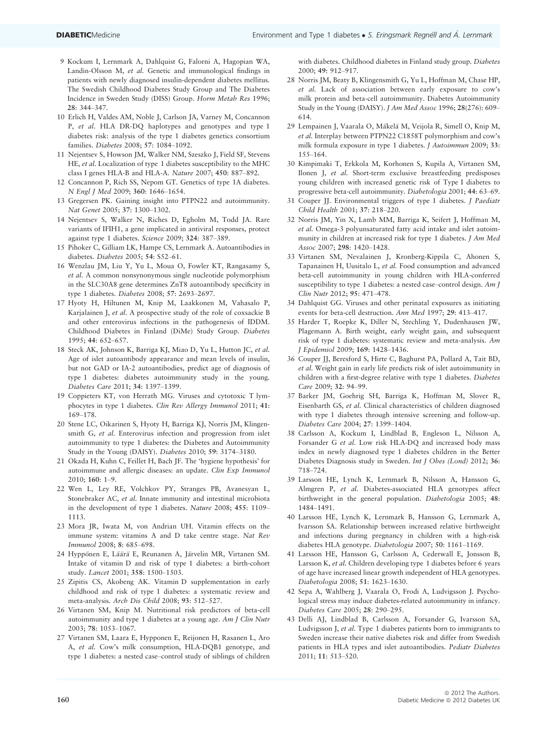9 Kockum I, Lernmark A, Dahlquist G, Falorni A, Hagopian WA, Landin-Olsson M, *et al.* Genetic and immunological findings in patients with newly diagnosed insulin-dependent diabetes mellitus. The Swedish Childhood Diabetes Study Group and The Diabetes Incidence in Sweden Study (DISS) Group. *Horm Metab Res* 1996; **28**: 344–347.

10 Erlich H, Valdes AM, Noble J, Carlson JA, Varney M, Concannon P, *et al.* HLA DR-DQ haplotypes and genotypes and type 1 diabetes risk: analysis of the type 1 diabetes genetics consortium families. *Diabetes* 2008; **57**: 1084–1092.

11 Nejentsev S, Howson JM, Walker NM, Szeszko J, Field SF, Stevens HE, *et al.* Localization of type 1 diabetes susceptibility to the MHC class I genes HLA-B and HLA-A. *Nature* 2007; **450**: 887–892.

12 Concannon P, Rich SS, Nepom GT. Genetics of type 1A diabetes. *N Engl J Med* 2009; **360**: 1646–1654.

13 Gregersen PK. Gaining insight into PTPN22 and autoimmunity. *Nat Genet* 2005; **37**: 1300–1302.

14 Nejentsev S, Walker N, Riches D, Egholm M, Todd JA. Rare variants of IFIH1, a gene implicated in antiviral responses, protect against type 1 diabetes. *Science* 2009; **324**: 387–389.

15 Pihoker C, Gilliam LK, Hampe CS, Lernmark A. Autoantibodies in diabetes. *Diabetes* 2005; **54**: S52–61.

16 Wenzlau JM, Liu Y, Yu L, Moua O, Fowler KT, Rangasamy S, *et al.* A common nonsynonymous single nucleotide polymorphism in the SLC30A8 gene determines ZnT8 autoantibody specificity in type 1 diabetes. *Diabetes* 2008; **57**: 2693–2697.

17 Hyoty H, Hiltunen M, Knip M, Laakkonen M, Vahasalo P, Karjalainen J, *et al.* A prospective study of the role of coxsackie B and other enterovirus infections in the pathogenesis of IDDM. Childhood Diabetes in Finland (DiMe) Study Group. *Diabetes* 1995; **44**: 652–657.

18 Steck AK, Johnson K, Barriga KJ, Miao D, Yu L, Hutton JC, *et al.* Age of islet autoantibody appearance and mean levels of insulin, but not GAD or IA-2 autoantibodies, predict age of diagnosis of type 1 diabetes: diabetes autoimmunity study in the young. *Diabetes Care* 2011; **34**: 1397–1399.

19 Coppieters KT, von Herrath MG. Viruses and cytotoxic T lymphocytes in type 1 diabetes. *Clin Rev Allergy Immunol* 2011; **41**: 169–178.

20 Stene LC, Oikarinen S, Hyoty H, Barriga KJ, Norris JM, Klingensmith G, *et al.* Enterovirus infection and progression from islet autoimmunity to type 1 diabetes: the Diabetes and Autoimmunity Study in the Young (DAISY). *Diabetes* 2010; **59**: 3174–3180.

21 Okada H, Kuhn C, Feillet H, Bach JF. The 'hygiene hypothesis' for autoimmune and allergic diseases: an update. *Clin Exp Immunol* 2010; **160**: 1–9.

22 Wen L, Ley RE, Volchkov PY, Stranges PB, Avanesyan L, Stonebraker AC, *et al.* Innate immunity and intestinal microbiota in the development of type 1 diabetes. *Nature* 2008; **455**: 1109–1113.

23 Mora JR, Iwata M, von Andrian UH. Vitamin effects on the immune system: vitamins A and D take centre stage. *Nat Rev Immunol* 2008; **8**: 685–698.

24 Hyppönen E, Läärä E, Reunanen A, Järvelin MR, Virtanen SM. Intake of vitamin D and risk of type 1 diabetes: a birth-cohort study. *Lancet* 2001; **358**: 1500–1503.

25 Zipitis CS, Akobeng AK. Vitamin D supplementation in early childhood and risk of type 1 diabetes: a systematic review and meta-analysis. *Arch Dis Child* 2008; **93**: 512–527.

26 Virtanen SM, Knip M. Nutritional risk predictors of beta-cell autoimmunity and type 1 diabetes at a young age. *Am J Clin Nutr* 2003; **78**: 1053–1067.

27 Virtanen SM, Laara E, Hypponen E, Reijonen H, Rasanen L, Aro A, *et al.* Cow's milk consumption, HLA-DQB1 genotype, and type 1 diabetes: a nested case–control study of siblings of children with diabetes. Childhood diabetes in Finland study group. *Diabetes* 2000; **49**: 912–917.

28 Norris JM, Beaty B, Klingensmith G, Yu L, Hoffman M, Chase HP, *et al.* Lack of association between early exposure to cow's milk protein and beta-cell autoimmunity. Diabetes Autoimmunity Study in the Young (DAISY). *J Am Med Assoc* 1996; **28**(276): 609–614.

29 Lempainen J, Vaarala O, Mäkelä M, Veijola R, Simell O, Knip M, *et al.* Interplay between PTPN22 C1858T polymorphism and cow's milk formula exposure in type 1 diabetes. *J Autoimmun* 2009; **33**: 155–164.

30 Kimpimaki T, Erkkola M, Korhonen S, Kupila A, Virtanen SM, Ilonen J, *et al.* Short-term exclusive breastfeeding predisposes young children with increased genetic risk of Type I diabetes to progressive beta-cell autoimmunity. *Diabetologia* 2001; **44**: 63–69.

31 Couper JJ. Environmental triggers of type 1 diabetes. *J Paediatr Child Health* 2001; **37**: 218–220.

32 Norris JM, Yin X, Lamb MM, Barriga K, Seifert J, Hoffman M, *et al.* Omega-3 polyunsaturated fatty acid intake and islet autoimmunity in children at increased risk for type 1 diabetes. *J Am Med Assoc* 2007; **298**: 1420–1428.

33 Virtanen SM, Nevalainen J, Kronberg-Kippila C, Ahonen S, Tapanainen H, Uusitalo L, *et al.* Food consumption and advanced beta-cell autoimmunity in young children with HLA-conferred susceptibility to type 1 diabetes: a nested case–control design. *Am J Clin Nutr* 2012; **95**: 471–478.

34 Dahlquist GG. Viruses and other perinatal exposures as initiating events for beta-cell destruction. *Ann Med* 1997; **29**: 413–417.

35 Harder T, Roepke K, Diller N, Stechling Y, Dudenhausen JW, Plagemann A. Birth weight, early weight gain, and subsequent risk of type 1 diabetes: systematic review and meta-analysis. *Am J Epidemiol* 2009; **169**: 1428–1436.

36 Couper JJ, Beresford S, Hirte C, Baghurst PA, Pollard A, Tait BD, *et al.* Weight gain in early life predicts risk of islet autoimmunity in children with a first-degree relative with type 1 diabetes. *Diabetes Care* 2009; **32**: 94–99.

37 Barker JM, Goehrig SH, Barriga K, Hoffman M, Slover R, Eisenbarth GS, *et al.* Clinical characteristics of children diagnosed with type 1 diabetes through intensive screening and follow-up. *Diabetes Care* 2004; **27**: 1399–1404.

38 Carlsson A, Kockum I, Lindblad B, Engleson L, Nilsson A, Forsander G *et al.* Low risk HLA-DQ and increased body mass index in newly diagnosed type 1 diabetes children in the Better Diabetes Diagnosis study in Sweden. *Int J Obes (Lond)* 2012; **36**: 718–724.

39 Larsson HE, Lynch K, Lernmark B, Nilsson A, Hansson G, Almgren P, *et al.* Diabetes-associated HLA genotypes affect birthweight in the general population. *Diabetologia* 2005; **48**: 1484–1491.

40 Larsson HE, Lynch K, Lernmark B, Hansson G, Lernmark A, Ivarsson SA. Relationship between increased relative birthweight and infections during pregnancy in children with a high-risk diabetes HLA genotype. *Diabetologia* 2007; **50**: 1161–1169.

41 Larsson HE, Hansson G, Carlsson A, Cederwall E, Jonsson B, Larsson K, *et al.* Children developing type 1 diabetes before 6 years of age have increased linear growth independent of HLA genotypes. *Diabetologia* 2008; **51**: 1623–1630.

42 Sepa A, Wahlberg J, Vaarala O, Frodi A, Ludvigsson J. Psychological stress may induce diabetes-related autoimmunity in infancy. *Diabetes Care* 2005; **28**: 290–295.

43 Delli AJ, Lindblad B, Carlsson A, Forsander G, Ivarsson SA, Ludvigsson J, *et al.* Type 1 diabetes patients born to immigrants to Sweden increase their native diabetes risk and differ from Swedish patients in HLA types and islet autoantibodies. *Pediatr Diabetes* 2011; **11**: 513–520.